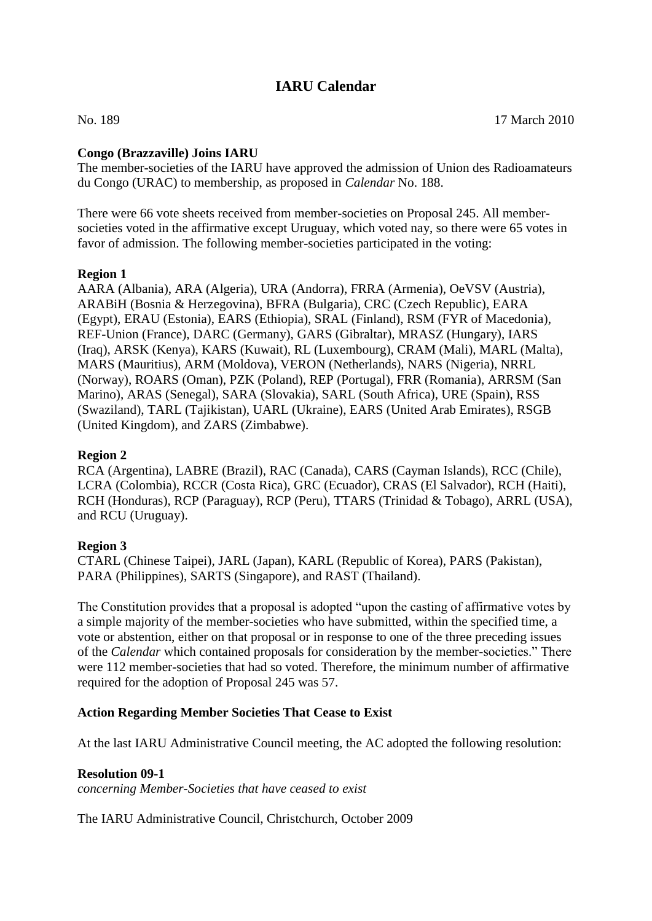# IARU Calendar

No. 189 17 March 2010

**Congo (Brazzaville) Joins IARU**

The member-societies of the IARU have approved the admission of Union des Radioamateurs du Congo (URAC) to membership, as proposed in *Calendar* No. 188.

There were 66 vote sheets received from member-societies on Proposal 245. All member-societies voted in the affirmative except Uruguay, which voted nay, so there were 65 votes in favor of admission. The following member-societies participated in the voting:

**Region 1**

AARA (Albania), ARA (Algeria), URA (Andorra), FRRA (Armenia), OeVSV (Austria), ARABiH (Bosnia & Herzegovina), BFRA (Bulgaria), CRC (Czech Republic), EARA (Egypt), ERAU (Estonia), EARS (Ethiopia), SRAL (Finland), RSM (FYR of Macedonia), REF-Union (France), DARC (Germany), GARS (Gibraltar), MRASZ (Hungary), IARS (Iraq), ARSK (Kenya), KARS (Kuwait), RL (Luxembourg), CRAM (Mali), MARL (Malta), MARS (Mauritius), ARM (Moldova), VERON (Netherlands), NARS (Nigeria), NRRL (Norway), ROARS (Oman), PZK (Poland), REP (Portugal), FRR (Romania), ARRSM (San Marino), ARAS (Senegal), SARA (Slovakia), SARL (South Africa), URE (Spain), RSS (Swaziland), TARL (Tajikistan), UARL (Ukraine), EARS (United Arab Emirates), RSGB (United Kingdom), and ZARS (Zimbabwe).

**Region 2**

RCA (Argentina), LABRE (Brazil), RAC (Canada), CARS (Cayman Islands), RCC (Chile), LCRA (Colombia), RCCR (Costa Rica), GRC (Ecuador), CRAS (El Salvador), RCH (Haiti), RCH (Honduras), RCP (Paraguay), RCP (Peru), TTARS (Trinidad & Tobago), ARRL (USA), and RCU (Uruguay).

**Region 3**

CTARL (Chinese Taipei), JARL (Japan), KARL (Republic of Korea), PARS (Pakistan), PARA (Philippines), SARTS (Singapore), and RAST (Thailand).

The Constitution provides that a proposal is adopted "upon the casting of affirmative votes by a simple majority of the member-societies who have submitted, within the specified time, a vote or abstention, either on that proposal or in response to one of the three preceding issues of the *Calendar* which contained proposals for consideration by the member-societies." There were 112 member-societies that had so voted. Therefore, the minimum number of affirmative required for the adoption of Proposal 245 was 57.

**Action Regarding Member Societies That Cease to Exist**

At the last IARU Administrative Council meeting, the AC adopted the following resolution:

**Resolution 09-1**

*concerning Member-Societies that have ceased to exist*

The IARU Administrative Council, Christchurch, October 2009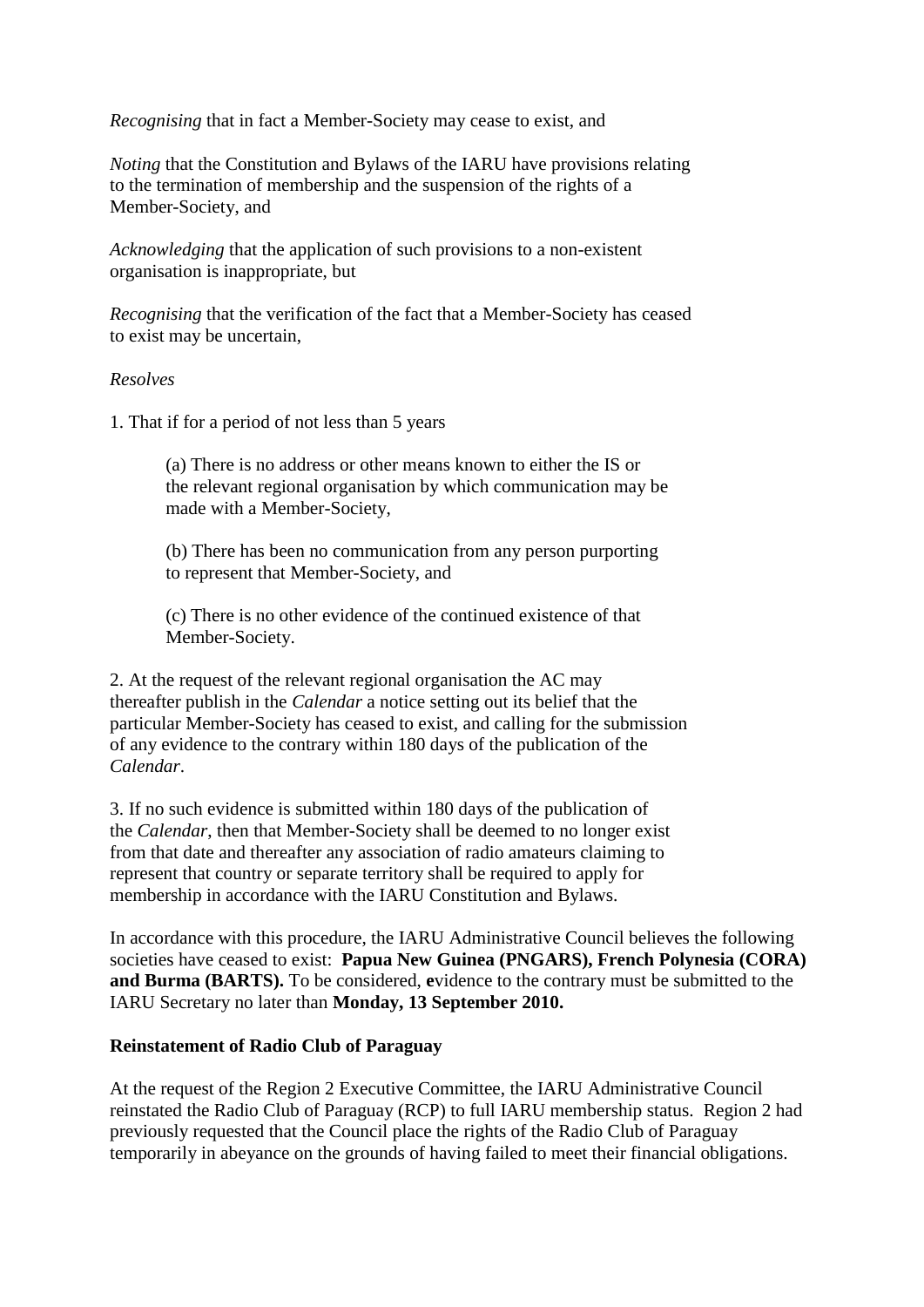*Recognising* that in fact a Member-Society may cease to exist, and

*Noting* that the Constitution and Bylaws of the IARU have provisions relating to the termination of membership and the suspension of the rights of a Member-Society, and

*Acknowledging* that the application of such provisions to a non-existent organisation is inappropriate, but

*Recognising* that the verification of the fact that a Member-Society has ceased to exist may be uncertain,

*Resolves*

1. That if for a period of not less than 5 years

   (a) There is no address or other means known to either the IS or the relevant regional organisation by which communication may be made with a Member-Society,

   (b) There has been no communication from any person purporting to represent that Member-Society, and

   (c) There is no other evidence of the continued existence of that Member-Society.

2. At the request of the relevant regional organisation the AC may thereafter publish in the *Calendar* a notice setting out its belief that the particular Member-Society has ceased to exist, and calling for the submission of any evidence to the contrary within 180 days of the publication of the *Calendar*.

3. If no such evidence is submitted within 180 days of the publication of the *Calendar*, then that Member-Society shall be deemed to no longer exist from that date and thereafter any association of radio amateurs claiming to represent that country or separate territory shall be required to apply for membership in accordance with the IARU Constitution and Bylaws.

In accordance with this procedure, the IARU Administrative Council believes the following societies have ceased to exist: **Papua New Guinea (PNGARS), French Polynesia (CORA) and Burma (BARTS).** To be considered, **e**vidence to the contrary must be submitted to the IARU Secretary no later than **Monday, 13 September 2010.**

**Reinstatement of Radio Club of Paraguay**

At the request of the Region 2 Executive Committee, the IARU Administrative Council reinstated the Radio Club of Paraguay (RCP) to full IARU membership status. Region 2 had previously requested that the Council place the rights of the Radio Club of Paraguay temporarily in abeyance on the grounds of having failed to meet their financial obligations.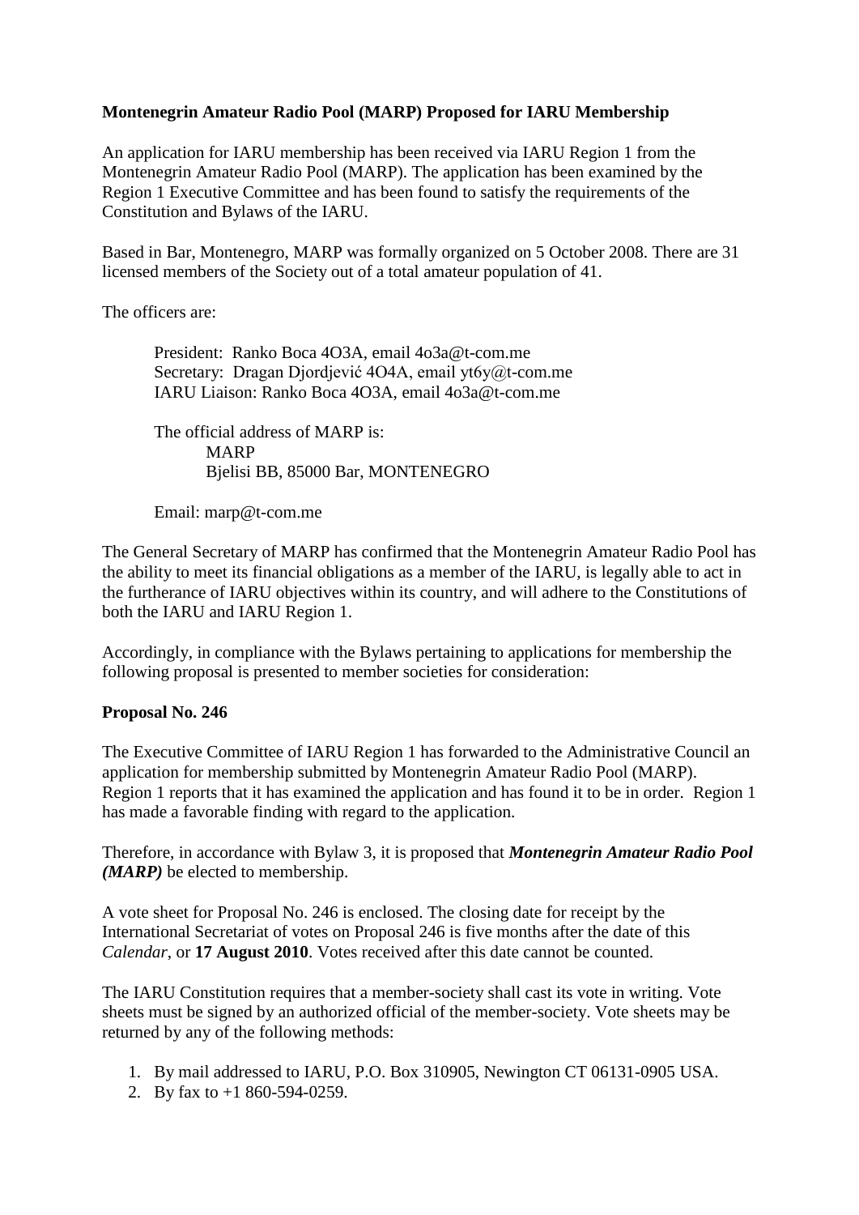**Montenegrin Amateur Radio Pool (MARP) Proposed for IARU Membership**

An application for IARU membership has been received via IARU Region 1 from the Montenegrin Amateur Radio Pool (MARP). The application has been examined by the Region 1 Executive Committee and has been found to satisfy the requirements of the Constitution and Bylaws of the IARU.

Based in Bar, Montenegro, MARP was formally organized on 5 October 2008. There are 31 licensed members of the Society out of a total amateur population of 41.

The officers are:

> President: Ranko Boca 4O3A, email 4o3a@t-com.me
> Secretary: Dragan Djordjević 4O4A, email yt6y@t-com.me
> IARU Liaison: Ranko Boca 4O3A, email 4o3a@t-com.me
>
> The official address of MARP is:
> MARP
> Bjelisi BB, 85000 Bar, MONTENEGRO
>
> Email: marp@t-com.me

The General Secretary of MARP has confirmed that the Montenegrin Amateur Radio Pool has the ability to meet its financial obligations as a member of the IARU, is legally able to act in the furtherance of IARU objectives within its country, and will adhere to the Constitutions of both the IARU and IARU Region 1.

Accordingly, in compliance with the Bylaws pertaining to applications for membership the following proposal is presented to member societies for consideration:

**Proposal No. 246**

The Executive Committee of IARU Region 1 has forwarded to the Administrative Council an application for membership submitted by Montenegrin Amateur Radio Pool (MARP). Region 1 reports that it has examined the application and has found it to be in order. Region 1 has made a favorable finding with regard to the application.

Therefore, in accordance with Bylaw 3, it is proposed that ***Montenegrin Amateur Radio Pool (MARP)*** be elected to membership.

A vote sheet for Proposal No. 246 is enclosed. The closing date for receipt by the International Secretariat of votes on Proposal 246 is five months after the date of this *Calendar*, or **17 August 2010**. Votes received after this date cannot be counted.

The IARU Constitution requires that a member-society shall cast its vote in writing. Vote sheets must be signed by an authorized official of the member-society. Vote sheets may be returned by any of the following methods:

1. By mail addressed to IARU, P.O. Box 310905, Newington CT 06131-0905 USA.
2. By fax to +1 860-594-0259.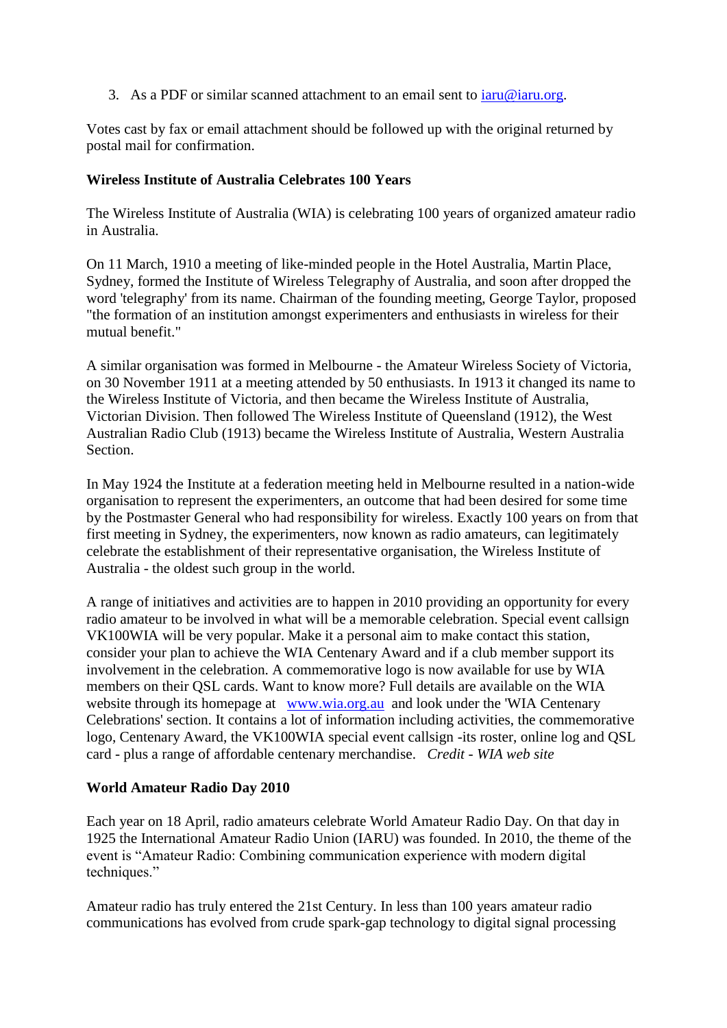3. As a PDF or similar scanned attachment to an email sent to [iaru@iaru.org](mailto:iaru@iaru.org).

Votes cast by fax or email attachment should be followed up with the original returned by postal mail for confirmation.

**Wireless Institute of Australia Celebrates 100 Years**

The Wireless Institute of Australia (WIA) is celebrating 100 years of organized amateur radio in Australia.

On 11 March, 1910 a meeting of like-minded people in the Hotel Australia, Martin Place, Sydney, formed the Institute of Wireless Telegraphy of Australia, and soon after dropped the word 'telegraphy' from its name. Chairman of the founding meeting, George Taylor, proposed "the formation of an institution amongst experimenters and enthusiasts in wireless for their mutual benefit."

A similar organisation was formed in Melbourne - the Amateur Wireless Society of Victoria, on 30 November 1911 at a meeting attended by 50 enthusiasts. In 1913 it changed its name to the Wireless Institute of Victoria, and then became the Wireless Institute of Australia, Victorian Division. Then followed The Wireless Institute of Queensland (1912), the West Australian Radio Club (1913) became the Wireless Institute of Australia, Western Australia Section.

In May 1924 the Institute at a federation meeting held in Melbourne resulted in a nation-wide organisation to represent the experimenters, an outcome that had been desired for some time by the Postmaster General who had responsibility for wireless. Exactly 100 years on from that first meeting in Sydney, the experimenters, now known as radio amateurs, can legitimately celebrate the establishment of their representative organisation, the Wireless Institute of Australia - the oldest such group in the world.

A range of initiatives and activities are to happen in 2010 providing an opportunity for every radio amateur to be involved in what will be a memorable celebration. Special event callsign VK100WIA will be very popular. Make it a personal aim to make contact this station, consider your plan to achieve the WIA Centenary Award and if a club member support its involvement in the celebration. A commemorative logo is now available for use by WIA members on their QSL cards. Want to know more? Full details are available on the WIA website through its homepage at [www.wia.org.au](http://www.wia.org.au) and look under the 'WIA Centenary Celebrations' section. It contains a lot of information including activities, the commemorative logo, Centenary Award, the VK100WIA special event callsign -its roster, online log and QSL card - plus a range of affordable centenary merchandise. *Credit - WIA web site*

**World Amateur Radio Day 2010**

Each year on 18 April, radio amateurs celebrate World Amateur Radio Day. On that day in 1925 the International Amateur Radio Union (IARU) was founded. In 2010, the theme of the event is "Amateur Radio: Combining communication experience with modern digital techniques."

Amateur radio has truly entered the 21st Century. In less than 100 years amateur radio communications has evolved from crude spark-gap technology to digital signal processing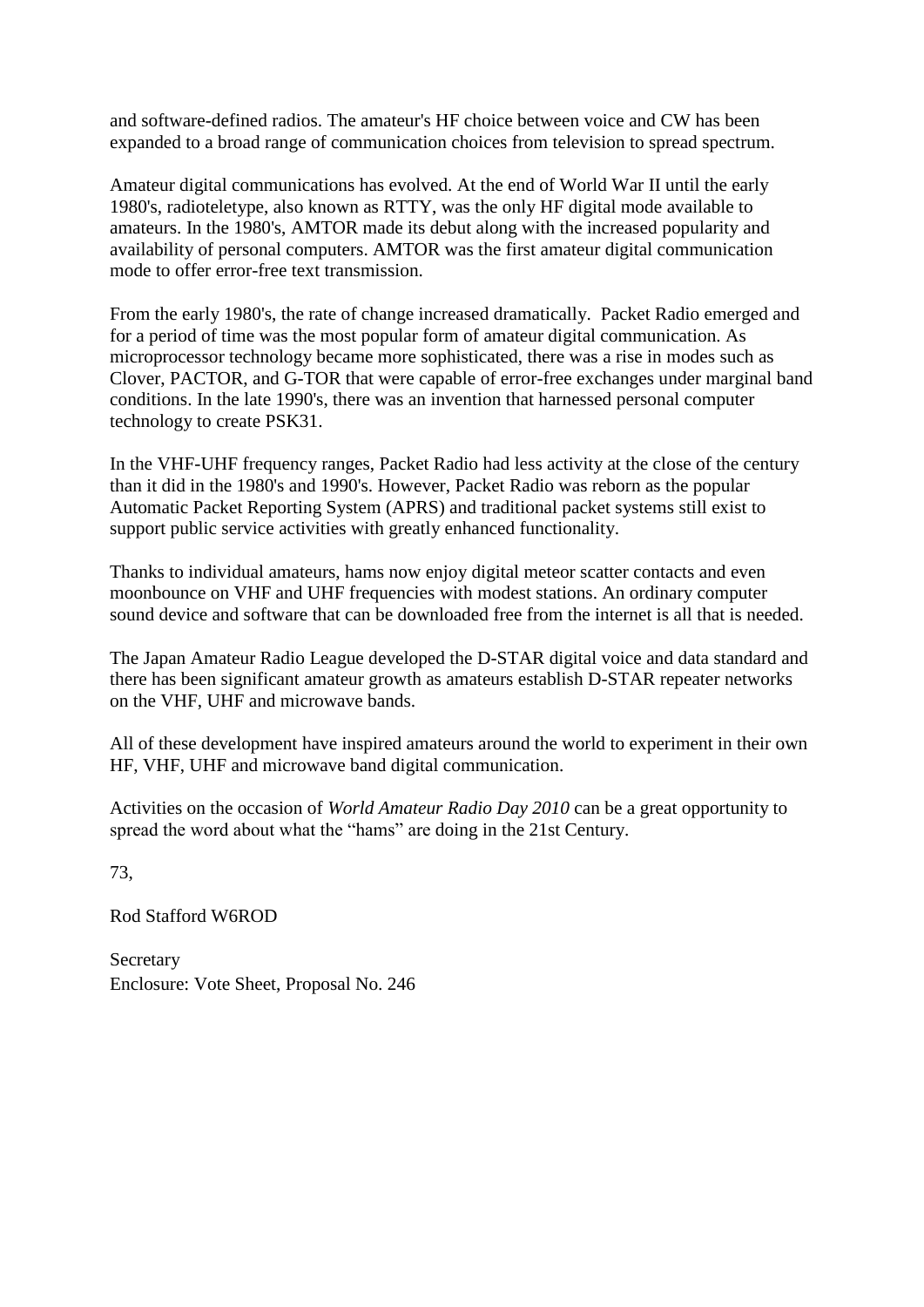and software-defined radios. The amateur's HF choice between voice and CW has been expanded to a broad range of communication choices from television to spread spectrum.

Amateur digital communications has evolved. At the end of World War II until the early 1980's, radioteletype, also known as RTTY, was the only HF digital mode available to amateurs. In the 1980's, AMTOR made its debut along with the increased popularity and availability of personal computers. AMTOR was the first amateur digital communication mode to offer error-free text transmission.

From the early 1980's, the rate of change increased dramatically. Packet Radio emerged and for a period of time was the most popular form of amateur digital communication. As microprocessor technology became more sophisticated, there was a rise in modes such as Clover, PACTOR, and G-TOR that were capable of error-free exchanges under marginal band conditions. In the late 1990's, there was an invention that harnessed personal computer technology to create PSK31.

In the VHF-UHF frequency ranges, Packet Radio had less activity at the close of the century than it did in the 1980's and 1990's. However, Packet Radio was reborn as the popular Automatic Packet Reporting System (APRS) and traditional packet systems still exist to support public service activities with greatly enhanced functionality.

Thanks to individual amateurs, hams now enjoy digital meteor scatter contacts and even moonbounce on VHF and UHF frequencies with modest stations. An ordinary computer sound device and software that can be downloaded free from the internet is all that is needed.

The Japan Amateur Radio League developed the D-STAR digital voice and data standard and there has been significant amateur growth as amateurs establish D-STAR repeater networks on the VHF, UHF and microwave bands.

All of these development have inspired amateurs around the world to experiment in their own HF, VHF, UHF and microwave band digital communication.

Activities on the occasion of *World Amateur Radio Day 2010* can be a great opportunity to spread the word about what the "hams" are doing in the 21st Century.

73,

Rod Stafford W6ROD

Secretary
Enclosure: Vote Sheet, Proposal No. 246